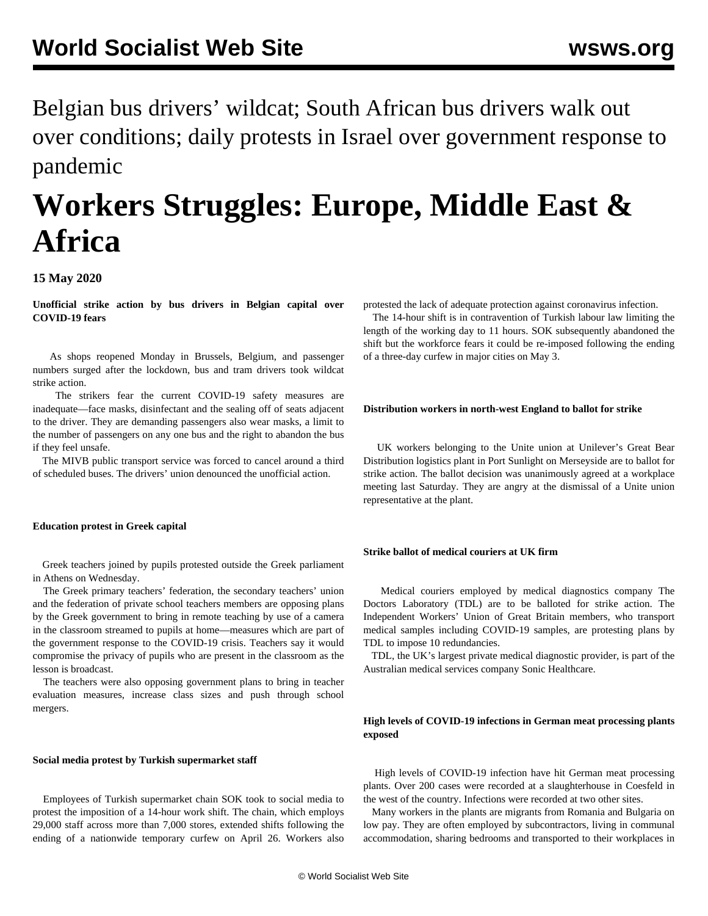Belgian bus drivers' wildcat; South African bus drivers walk out over conditions; daily protests in Israel over government response to pandemic

# Workers Struggles: Europe, Middle East & Africa

**15 May 2020**

### Unofficial strike action by bus drivers in Belgian capital over COVID-19 fears

As shops reopened Monday in Brussels, Belgium, and passenger numbers surged after the lockdown, bus and tram drivers took wildcat strike action.

The strikers fear the current COVID-19 safety measures are inadequate—face masks, disinfectant and the sealing off of seats adjacent to the driver. They are demanding passengers also wear masks, a limit to the number of passengers on any one bus and the right to abandon the bus if they feel unsafe.

The MIVB public transport service was forced to cancel around a third of scheduled buses. The drivers' union denounced the unofficial action.

### Education protest in Greek capital

Greek teachers joined by pupils protested outside the Greek parliament in Athens on Wednesday.

The Greek primary teachers' federation, the secondary teachers' union and the federation of private school teachers members are opposing plans by the Greek government to bring in remote teaching by use of a camera in the classroom streamed to pupils at home—measures which are part of the government response to the COVID-19 crisis. Teachers say it would compromise the privacy of pupils who are present in the classroom as the lesson is broadcast.

The teachers were also opposing government plans to bring in teacher evaluation measures, increase class sizes and push through school mergers.

### Social media protest by Turkish supermarket staff

Employees of Turkish supermarket chain SOK took to social media to protest the imposition of a 14-hour work shift. The chain, which employs 29,000 staff across more than 7,000 stores, extended shifts following the ending of a nationwide temporary curfew on April 26. Workers also protested the lack of adequate protection against coronavirus infection.

The 14-hour shift is in contravention of Turkish labour law limiting the length of the working day to 11 hours. SOK subsequently abandoned the shift but the workforce fears it could be re-imposed following the ending of a three-day curfew in major cities on May 3.

### Distribution workers in north-west England to ballot for strike

UK workers belonging to the Unite union at Unilever's Great Bear Distribution logistics plant in Port Sunlight on Merseyside are to ballot for strike action. The ballot decision was unanimously agreed at a workplace meeting last Saturday. They are angry at the dismissal of a Unite union representative at the plant.

### Strike ballot of medical couriers at UK firm

Medical couriers employed by medical diagnostics company The Doctors Laboratory (TDL) are to be balloted for strike action. The Independent Workers' Union of Great Britain members, who transport medical samples including COVID-19 samples, are protesting plans by TDL to impose 10 redundancies.

TDL, the UK's largest private medical diagnostic provider, is part of the Australian medical services company Sonic Healthcare.

### High levels of COVID-19 infections in German meat processing plants exposed

High levels of COVID-19 infection have hit German meat processing plants. Over 200 cases were recorded at a slaughterhouse in Coesfeld in the west of the country. Infections were recorded at two other sites.

Many workers in the plants are migrants from Romania and Bulgaria on low pay. They are often employed by subcontractors, living in communal accommodation, sharing bedrooms and transported to their workplaces in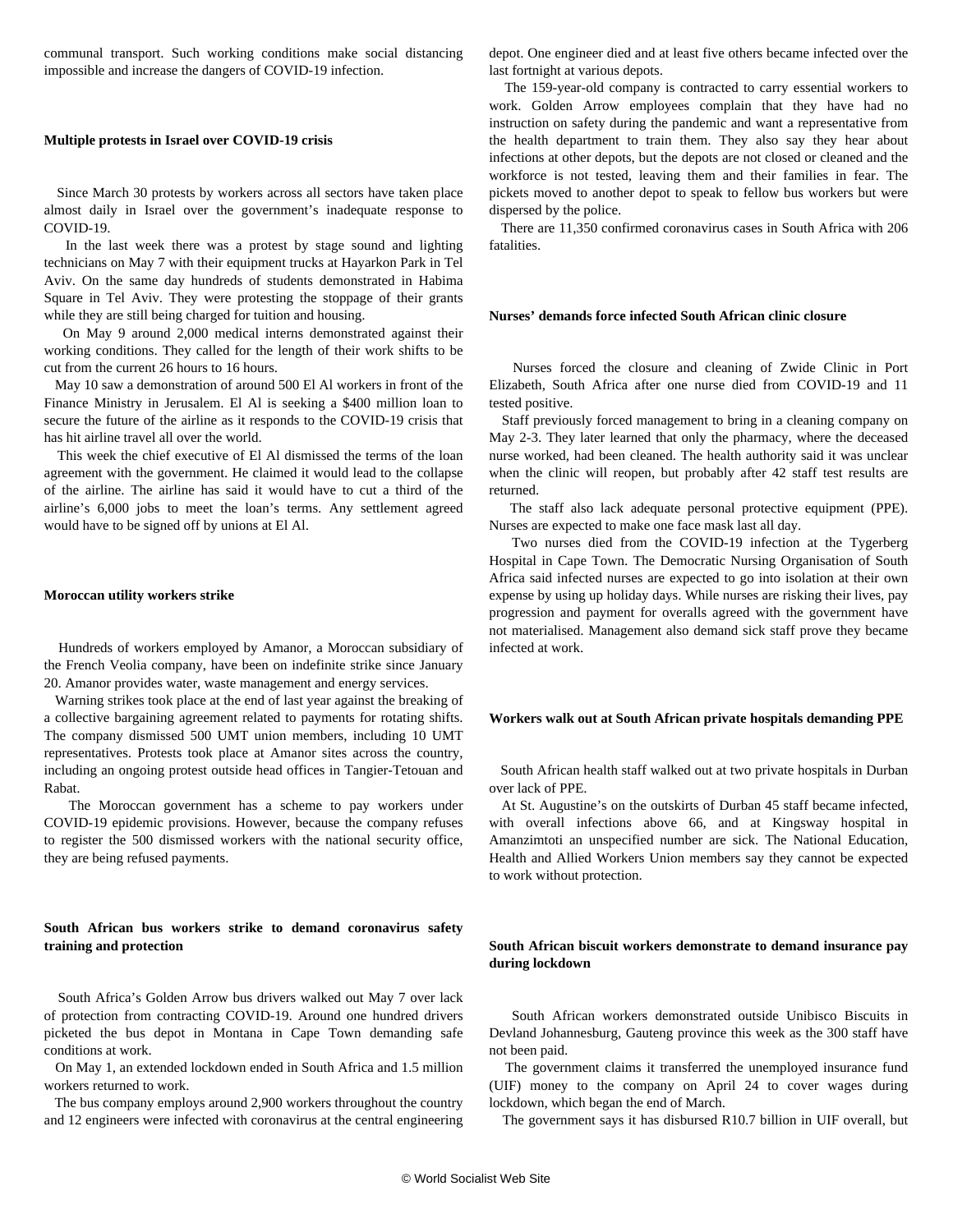communal transport. Such working conditions make social distancing impossible and increase the dangers of COVID-19 infection.

**Multiple protests in Israel over COVID-19 crisis**

Since March 30 protests by workers across all sectors have taken place almost daily in Israel over the government's inadequate response to COVID-19.

In the last week there was a protest by stage sound and lighting technicians on May 7 with their equipment trucks at Hayarkon Park in Tel Aviv. On the same day hundreds of students demonstrated in Habima Square in Tel Aviv. They were protesting the stoppage of their grants while they are still being charged for tuition and housing.

On May 9 around 2,000 medical interns demonstrated against their working conditions. They called for the length of their work shifts to be cut from the current 26 hours to 16 hours.

May 10 saw a demonstration of around 500 El Al workers in front of the Finance Ministry in Jerusalem. El Al is seeking a $400 million loan to secure the future of the airline as it responds to the COVID-19 crisis that has hit airline travel all over the world.

This week the chief executive of El Al dismissed the terms of the loan agreement with the government. He claimed it would lead to the collapse of the airline. The airline has said it would have to cut a third of the airline's 6,000 jobs to meet the loan's terms. Any settlement agreed would have to be signed off by unions at El Al.

**Moroccan utility workers strike**

Hundreds of workers employed by Amanor, a Moroccan subsidiary of the French Veolia company, have been on indefinite strike since January 20. Amanor provides water, waste management and energy services.

Warning strikes took place at the end of last year against the breaking of a collective bargaining agreement related to payments for rotating shifts. The company dismissed 500 UMT union members, including 10 UMT representatives. Protests took place at Amanor sites across the country, including an ongoing protest outside head offices in Tangier-Tetouan and Rabat.

The Moroccan government has a scheme to pay workers under COVID-19 epidemic provisions. However, because the company refuses to register the 500 dismissed workers with the national security office, they are being refused payments.

**South African bus workers strike to demand coronavirus safety training and protection**

South Africa's Golden Arrow bus drivers walked out May 7 over lack of protection from contracting COVID-19. Around one hundred drivers picketed the bus depot in Montana in Cape Town demanding safe conditions at work.

On May 1, an extended lockdown ended in South Africa and 1.5 million workers returned to work.

The bus company employs around 2,900 workers throughout the country and 12 engineers were infected with coronavirus at the central engineering depot. One engineer died and at least five others became infected over the last fortnight at various depots.

The 159-year-old company is contracted to carry essential workers to work. Golden Arrow employees complain that they have had no instruction on safety during the pandemic and want a representative from the health department to train them. They also say they hear about infections at other depots, but the depots are not closed or cleaned and the workforce is not tested, leaving them and their families in fear. The pickets moved to another depot to speak to fellow bus workers but were dispersed by the police.

There are 11,350 confirmed coronavirus cases in South Africa with 206 fatalities.

**Nurses' demands force infected South African clinic closure**

Nurses forced the closure and cleaning of Zwide Clinic in Port Elizabeth, South Africa after one nurse died from COVID-19 and 11 tested positive.

Staff previously forced management to bring in a cleaning company on May 2-3. They later learned that only the pharmacy, where the deceased nurse worked, had been cleaned. The health authority said it was unclear when the clinic will reopen, but probably after 42 staff test results are returned.

The staff also lack adequate personal protective equipment (PPE). Nurses are expected to make one face mask last all day.

Two nurses died from the COVID-19 infection at the Tygerberg Hospital in Cape Town. The Democratic Nursing Organisation of South Africa said infected nurses are expected to go into isolation at their own expense by using up holiday days. While nurses are risking their lives, pay progression and payment for overalls agreed with the government have not materialised. Management also demand sick staff prove they became infected at work.

**Workers walk out at South African private hospitals demanding PPE**

South African health staff walked out at two private hospitals in Durban over lack of PPE.

At St. Augustine's on the outskirts of Durban 45 staff became infected, with overall infections above 66, and at Kingsway hospital in Amanzimtoti an unspecified number are sick. The National Education, Health and Allied Workers Union members say they cannot be expected to work without protection.

**South African biscuit workers demonstrate to demand insurance pay during lockdown**

South African workers demonstrated outside Unibisco Biscuits in Devland Johannesburg, Gauteng province this week as the 300 staff have not been paid.

The government claims it transferred the unemployed insurance fund (UIF) money to the company on April 24 to cover wages during lockdown, which began the end of March.

The government says it has disbursed R10.7 billion in UIF overall, but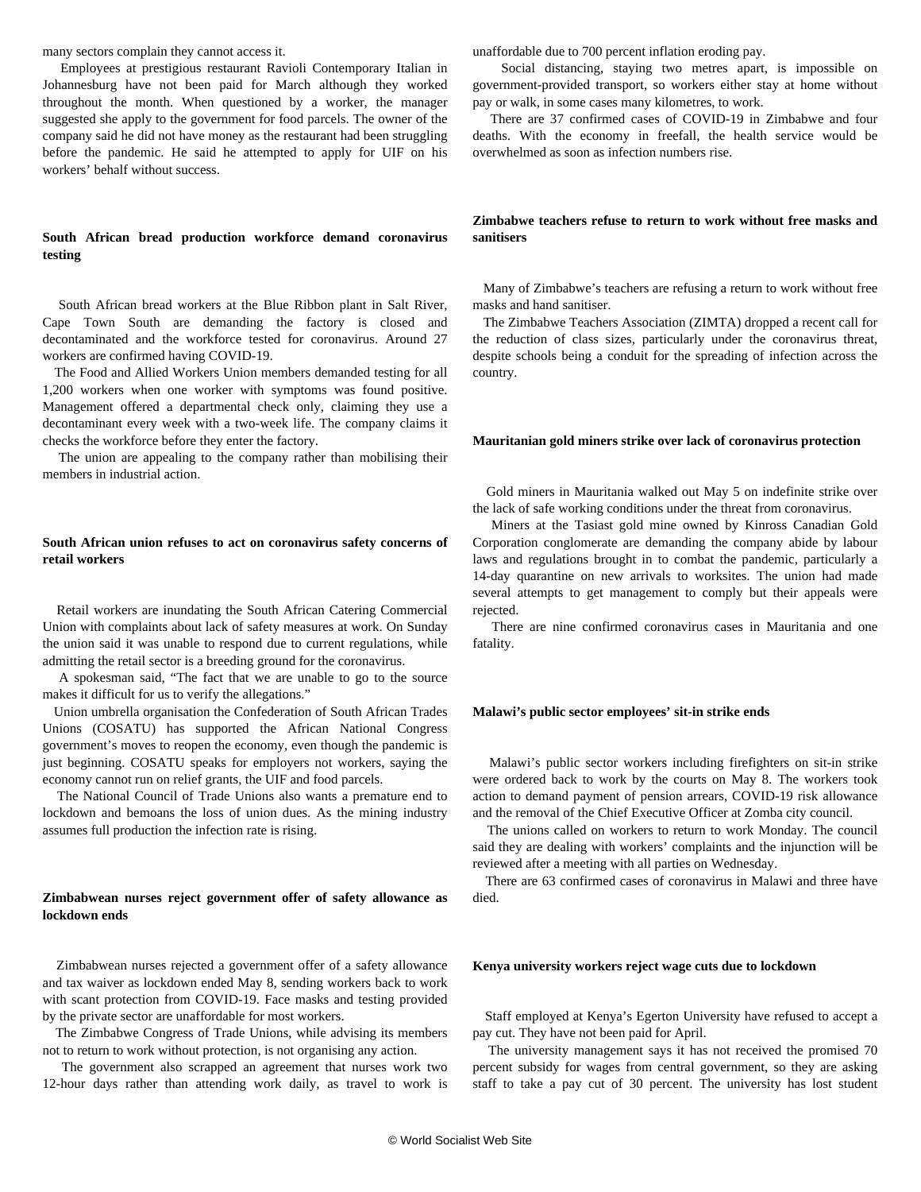many sectors complain they cannot access it.

Employees at prestigious restaurant Ravioli Contemporary Italian in Johannesburg have not been paid for March although they worked throughout the month. When questioned by a worker, the manager suggested she apply to the government for food parcels. The owner of the company said he did not have money as the restaurant had been struggling before the pandemic. He said he attempted to apply for UIF on his workers' behalf without success.

### South African bread production workforce demand coronavirus testing

South African bread workers at the Blue Ribbon plant in Salt River, Cape Town South are demanding the factory is closed and decontaminated and the workforce tested for coronavirus. Around 27 workers are confirmed having COVID-19.

The Food and Allied Workers Union members demanded testing for all 1,200 workers when one worker with symptoms was found positive. Management offered a departmental check only, claiming they use a decontaminant every week with a two-week life. The company claims it checks the workforce before they enter the factory.

The union are appealing to the company rather than mobilising their members in industrial action.

### South African union refuses to act on coronavirus safety concerns of retail workers

Retail workers are inundating the South African Catering Commercial Union with complaints about lack of safety measures at work. On Sunday the union said it was unable to respond due to current regulations, while admitting the retail sector is a breeding ground for the coronavirus.

A spokesman said, "The fact that we are unable to go to the source makes it difficult for us to verify the allegations."

Union umbrella organisation the Confederation of South African Trades Unions (COSATU) has supported the African National Congress government's moves to reopen the economy, even though the pandemic is just beginning. COSATU speaks for employers not workers, saying the economy cannot run on relief grants, the UIF and food parcels.

The National Council of Trade Unions also wants a premature end to lockdown and bemoans the loss of union dues. As the mining industry assumes full production the infection rate is rising.

### Zimbabwean nurses reject government offer of safety allowance as lockdown ends

Zimbabwean nurses rejected a government offer of a safety allowance and tax waiver as lockdown ended May 8, sending workers back to work with scant protection from COVID-19. Face masks and testing provided by the private sector are unaffordable for most workers.

The Zimbabwe Congress of Trade Unions, while advising its members not to return to work without protection, is not organising any action.

The government also scrapped an agreement that nurses work two 12-hour days rather than attending work daily, as travel to work is unaffordable due to 700 percent inflation eroding pay.

Social distancing, staying two metres apart, is impossible on government-provided transport, so workers either stay at home without pay or walk, in some cases many kilometres, to work.

There are 37 confirmed cases of COVID-19 in Zimbabwe and four deaths. With the economy in freefall, the health service would be overwhelmed as soon as infection numbers rise.

### Zimbabwe teachers refuse to return to work without free masks and sanitisers

Many of Zimbabwe's teachers are refusing a return to work without free masks and hand sanitiser.

The Zimbabwe Teachers Association (ZIMTA) dropped a recent call for the reduction of class sizes, particularly under the coronavirus threat, despite schools being a conduit for the spreading of infection across the country.

### Mauritanian gold miners strike over lack of coronavirus protection

Gold miners in Mauritania walked out May 5 on indefinite strike over the lack of safe working conditions under the threat from coronavirus.

Miners at the Tasiast gold mine owned by Kinross Canadian Gold Corporation conglomerate are demanding the company abide by labour laws and regulations brought in to combat the pandemic, particularly a 14-day quarantine on new arrivals to worksites. The union had made several attempts to get management to comply but their appeals were rejected.

There are nine confirmed coronavirus cases in Mauritania and one fatality.

### Malawi's public sector employees' sit-in strike ends

Malawi's public sector workers including firefighters on sit-in strike were ordered back to work by the courts on May 8. The workers took action to demand payment of pension arrears, COVID-19 risk allowance and the removal of the Chief Executive Officer at Zomba city council.

The unions called on workers to return to work Monday. The council said they are dealing with workers' complaints and the injunction will be reviewed after a meeting with all parties on Wednesday.

There are 63 confirmed cases of coronavirus in Malawi and three have died.

### Kenya university workers reject wage cuts due to lockdown

Staff employed at Kenya's Egerton University have refused to accept a pay cut. They have not been paid for April.

The university management says it has not received the promised 70 percent subsidy for wages from central government, so they are asking staff to take a pay cut of 30 percent. The university has lost student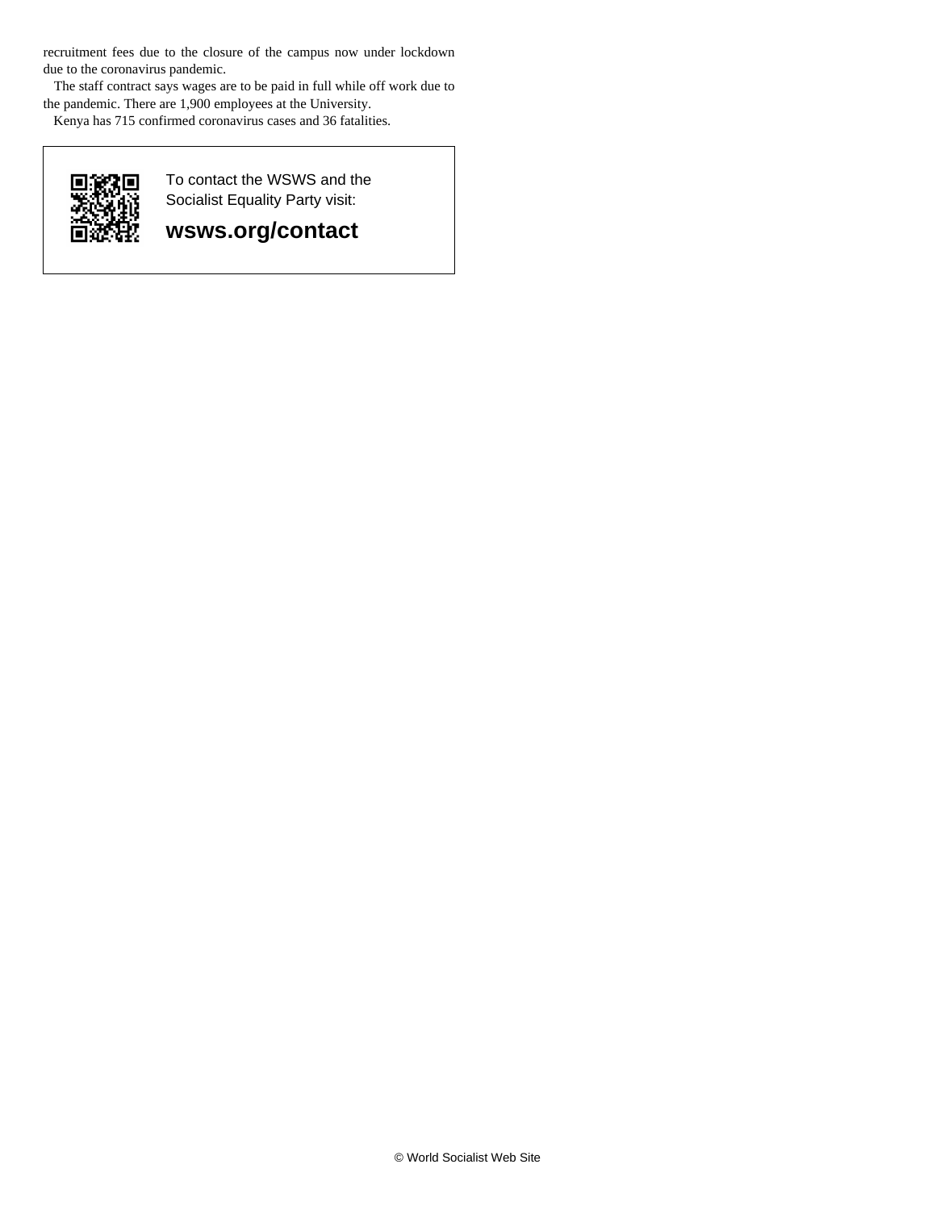recruitment fees due to the closure of the campus now under lockdown due to the coronavirus pandemic.

The staff contract says wages are to be paid in full while off work due to the pandemic. There are 1,900 employees at the University.

Kenya has 715 confirmed coronavirus cases and 36 fatalities.

To contact the WSWS and the Socialist Equality Party visit:

**wsws.org/contact**